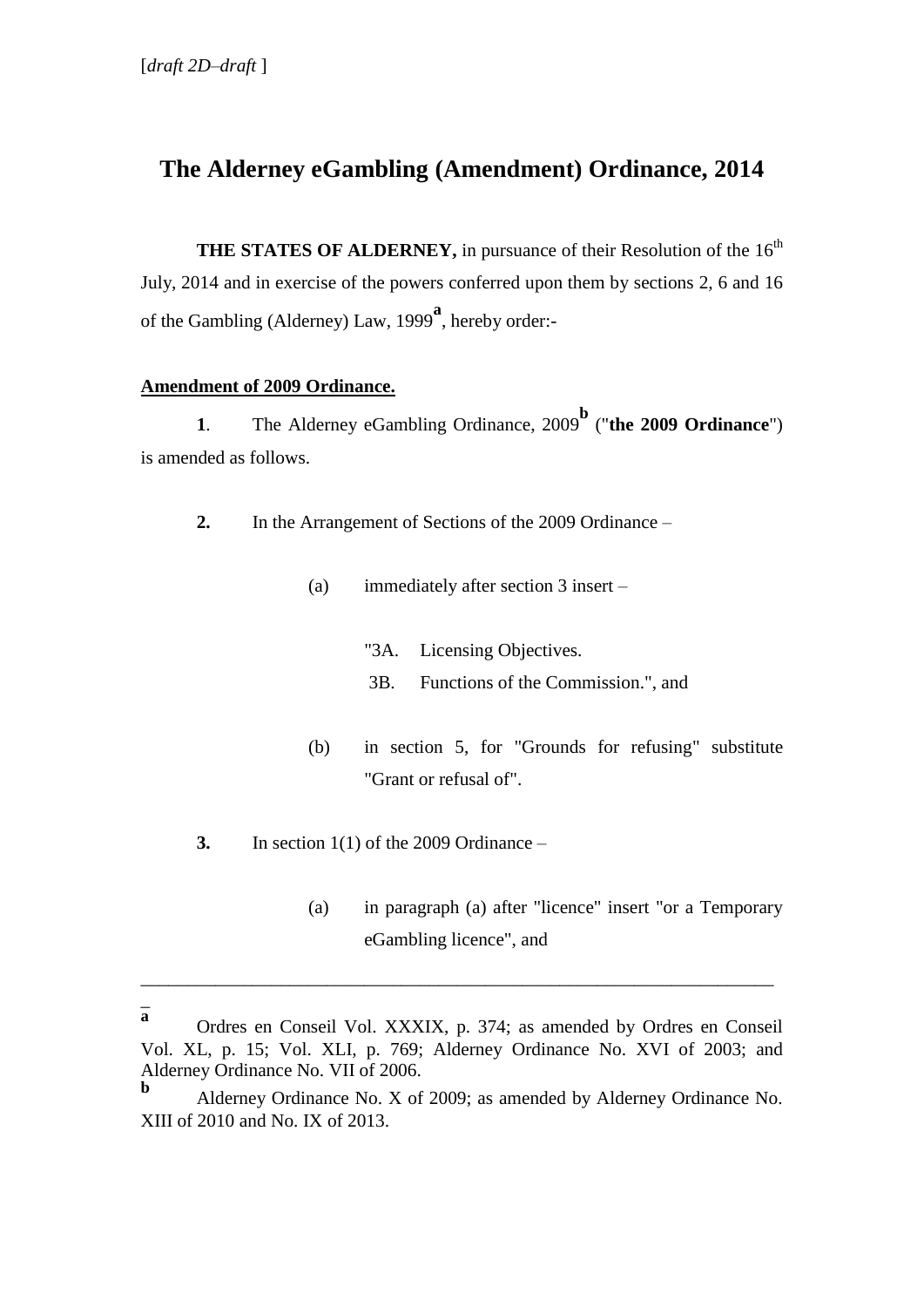[*draft 2D–draft* ]

# The Alderney eGambling (Amendment) Ordinance, 2014

**THE STATES OF ALDERNEY,** in pursuance of their Resolution of the 16th July, 2014 and in exercise of the powers conferred upon them by sections 2, 6 and 16 of the Gambling (Alderney) Law, 1999[a], hereby order:-

**Amendment of 2009 Ordinance.**

**1**. The Alderney eGambling Ordinance, 2009[b] ("**the 2009 Ordinance**") is amended as follows.

**2.** In the Arrangement of Sections of the 2009 Ordinance –

(a) immediately after section 3 insert –

"3A. Licensing Objectives.
3B. Functions of the Commission.", and

(b) in section 5, for "Grounds for refusing" substitute "Grant or refusal of".

**3.** In section 1(1) of the 2009 Ordinance –

(a) in paragraph (a) after "licence" insert "or a Temporary eGambling licence", and

---

[a] Ordres en Conseil Vol. XXXIX, p. 374; as amended by Ordres en Conseil Vol. XL, p. 15; Vol. XLI, p. 769; Alderney Ordinance No. XVI of 2003; and Alderney Ordinance No. VII of 2006.

[b] Alderney Ordinance No. X of 2009; as amended by Alderney Ordinance No. XIII of 2010 and No. IX of 2013.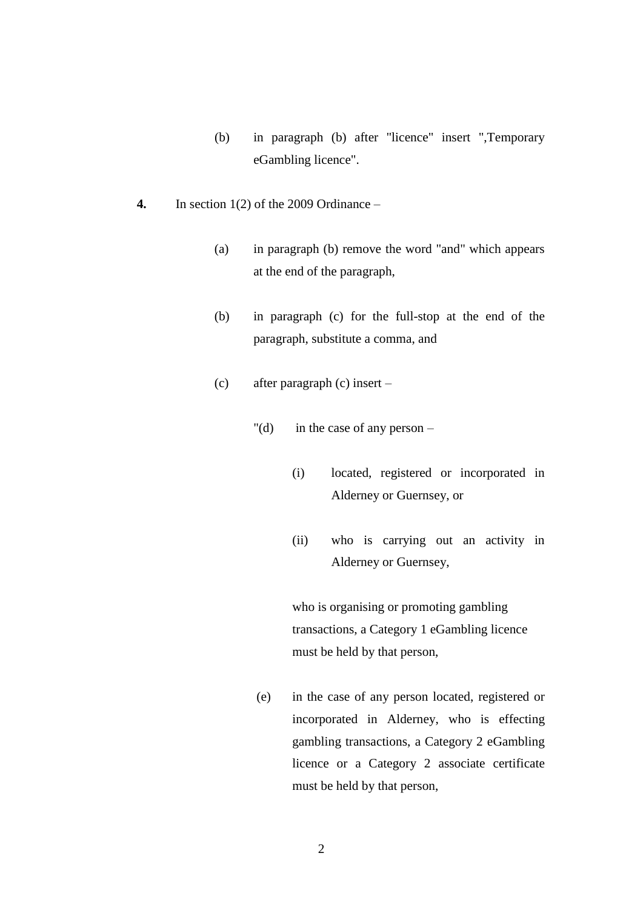(b) in paragraph (b) after "licence" insert ",Temporary eGambling licence".

**4.** In section 1(2) of the 2009 Ordinance –

(a) in paragraph (b) remove the word "and" which appears at the end of the paragraph,

(b) in paragraph (c) for the full-stop at the end of the paragraph, substitute a comma, and

(c) after paragraph (c) insert –

"(d) in the case of any person –

(i) located, registered or incorporated in Alderney or Guernsey, or

(ii) who is carrying out an activity in Alderney or Guernsey,

who is organising or promoting gambling transactions, a Category 1 eGambling licence must be held by that person,

(e) in the case of any person located, registered or incorporated in Alderney, who is effecting gambling transactions, a Category 2 eGambling licence or a Category 2 associate certificate must be held by that person,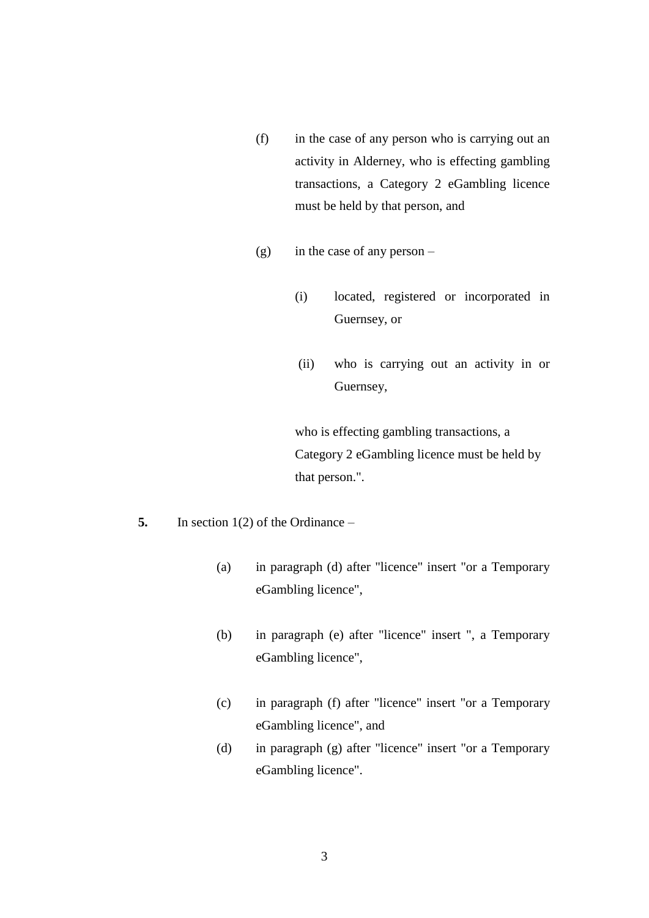(f) in the case of any person who is carrying out an activity in Alderney, who is effecting gambling transactions, a Category 2 eGambling licence must be held by that person, and

(g) in the case of any person –

(i) located, registered or incorporated in Guernsey, or

(ii) who is carrying out an activity in or Guernsey,

who is effecting gambling transactions, a Category 2 eGambling licence must be held by that person.".

**5.** In section 1(2) of the Ordinance –

(a) in paragraph (d) after "licence" insert "or a Temporary eGambling licence",

(b) in paragraph (e) after "licence" insert ", a Temporary eGambling licence",

(c) in paragraph (f) after "licence" insert "or a Temporary eGambling licence", and

(d) in paragraph (g) after "licence" insert "or a Temporary eGambling licence".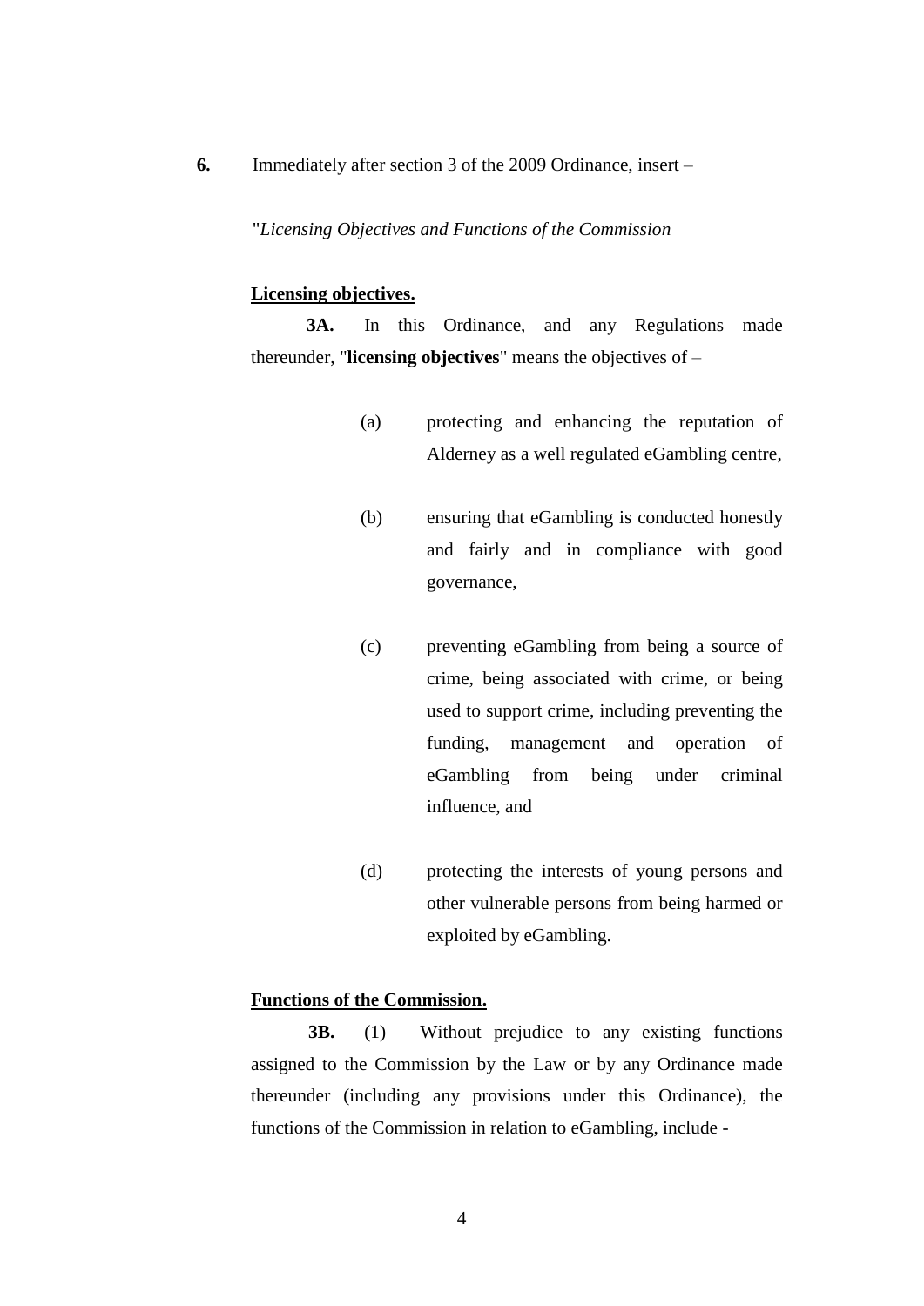**6.** Immediately after section 3 of the 2009 Ordinance, insert –

"*Licensing Objectives and Functions of the Commission*

**Licensing objectives.**

**3A.** In this Ordinance, and any Regulations made thereunder, "**licensing objectives**" means the objectives of –

(a) protecting and enhancing the reputation of Alderney as a well regulated eGambling centre,

(b) ensuring that eGambling is conducted honestly and fairly and in compliance with good governance,

(c) preventing eGambling from being a source of crime, being associated with crime, or being used to support crime, including preventing the funding, management and operation of eGambling from being under criminal influence, and

(d) protecting the interests of young persons and other vulnerable persons from being harmed or exploited by eGambling.

**Functions of the Commission.**

**3B.** (1) Without prejudice to any existing functions assigned to the Commission by the Law or by any Ordinance made thereunder (including any provisions under this Ordinance), the functions of the Commission in relation to eGambling, include -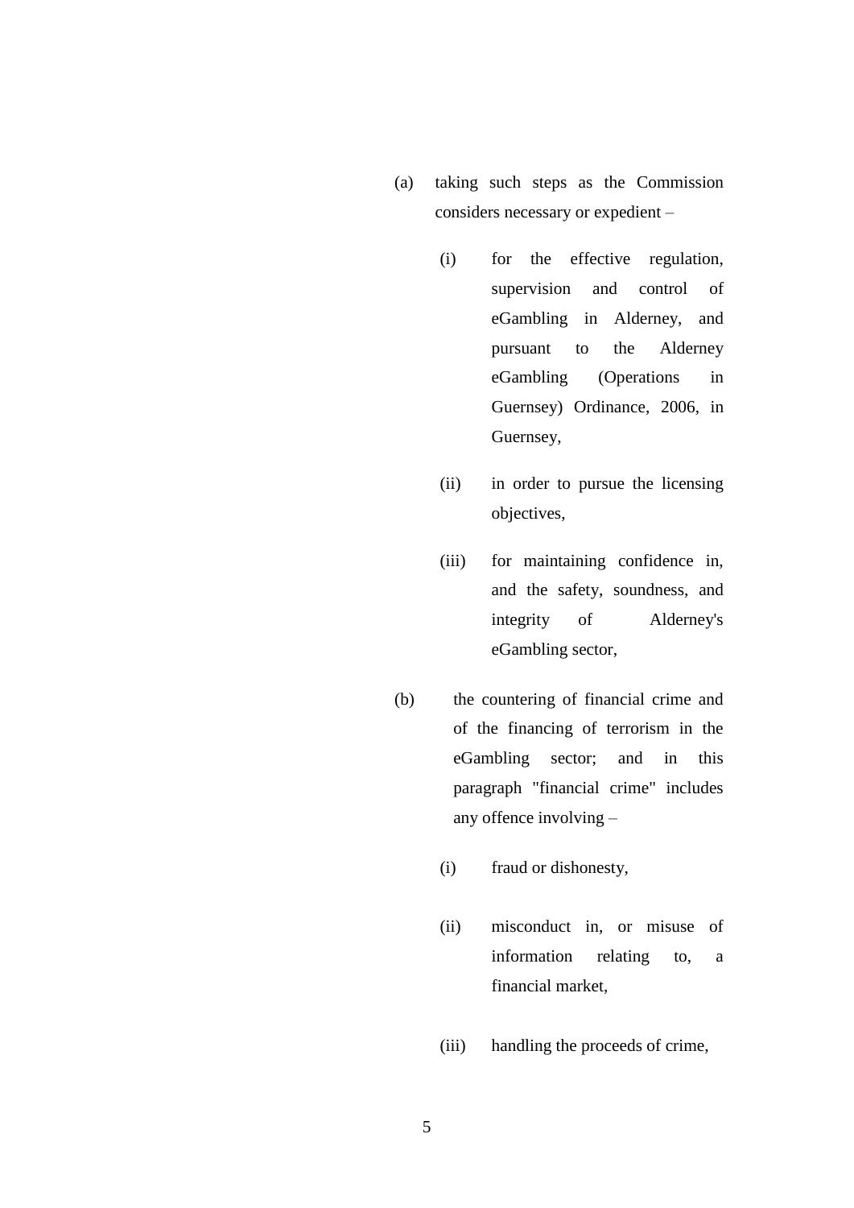(a) taking such steps as the Commission considers necessary or expedient –

   (i) for the effective regulation, supervision and control of eGambling in Alderney, and pursuant to the Alderney eGambling (Operations in Guernsey) Ordinance, 2006, in Guernsey,

   (ii) in order to pursue the licensing objectives,

   (iii) for maintaining confidence in, and the safety, soundness, and integrity of Alderney's eGambling sector,

(b) the countering of financial crime and of the financing of terrorism in the eGambling sector; and in this paragraph "financial crime" includes any offence involving –

   (i) fraud or dishonesty,

   (ii) misconduct in, or misuse of information relating to, a financial market,

   (iii) handling the proceeds of crime,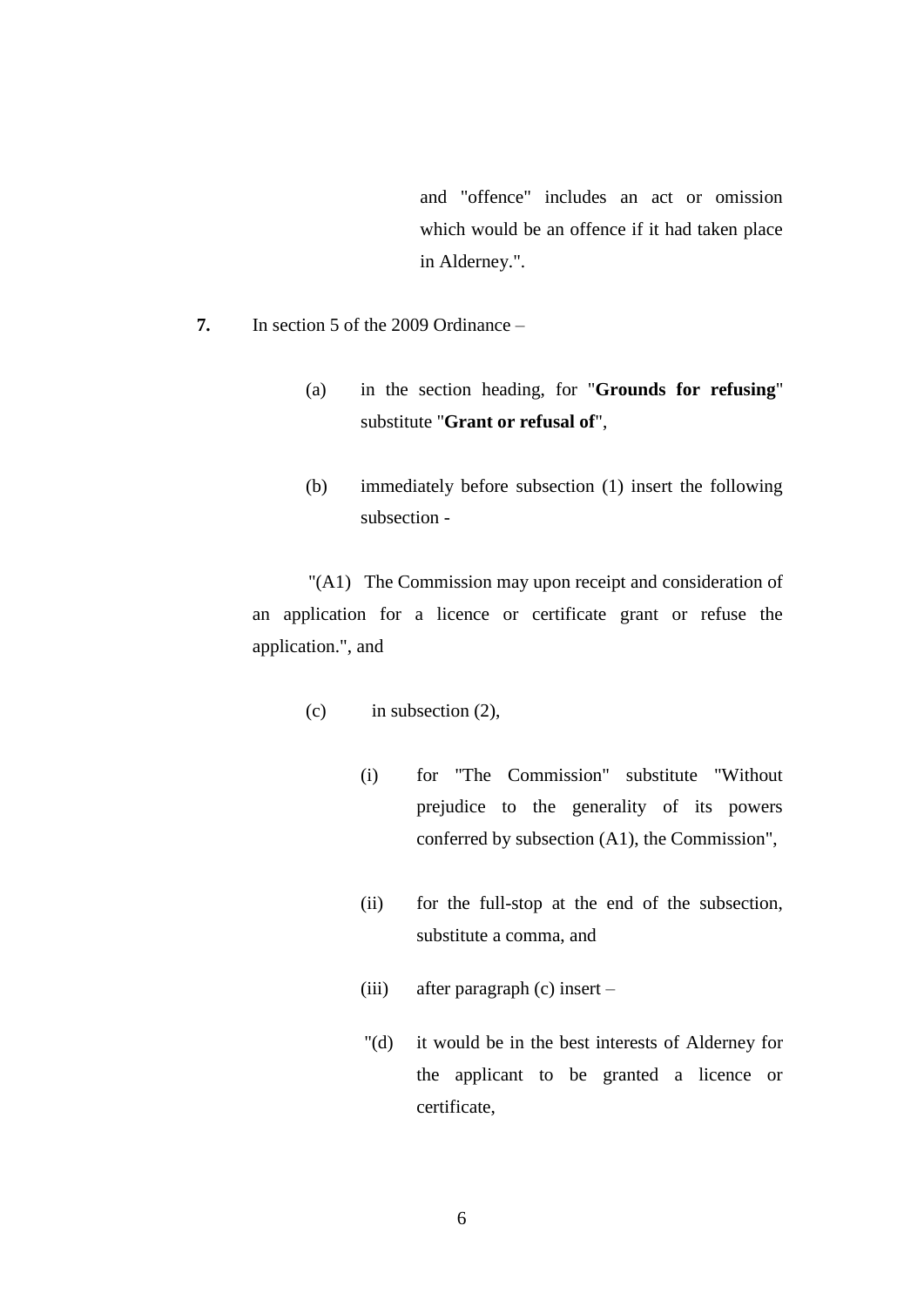and "offence" includes an act or omission which would be an offence if it had taken place in Alderney.".

**7.** In section 5 of the 2009 Ordinance –

(a) in the section heading, for "**Grounds for refusing**" substitute "**Grant or refusal of**",

(b) immediately before subsection (1) insert the following subsection -

"(A1) The Commission may upon receipt and consideration of an application for a licence or certificate grant or refuse the application.", and

(c) in subsection (2),

(i) for "The Commission" substitute "Without prejudice to the generality of its powers conferred by subsection (A1), the Commission",

(ii) for the full-stop at the end of the subsection, substitute a comma, and

(iii) after paragraph (c) insert –

"(d) it would be in the best interests of Alderney for the applicant to be granted a licence or certificate,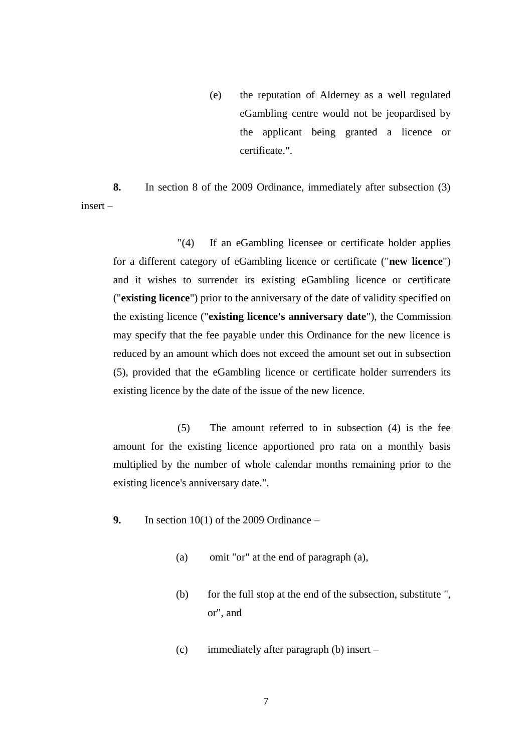(e) the reputation of Alderney as a well regulated eGambling centre would not be jeopardised by the applicant being granted a licence or certificate.".

**8.** In section 8 of the 2009 Ordinance, immediately after subsection (3) insert –

"(4) If an eGambling licensee or certificate holder applies for a different category of eGambling licence or certificate ("**new licence**") and it wishes to surrender its existing eGambling licence or certificate ("**existing licence**") prior to the anniversary of the date of validity specified on the existing licence ("**existing licence's anniversary date**"), the Commission may specify that the fee payable under this Ordinance for the new licence is reduced by an amount which does not exceed the amount set out in subsection (5), provided that the eGambling licence or certificate holder surrenders its existing licence by the date of the issue of the new licence.

(5) The amount referred to in subsection (4) is the fee amount for the existing licence apportioned pro rata on a monthly basis multiplied by the number of whole calendar months remaining prior to the existing licence's anniversary date.".

**9.** In section 10(1) of the 2009 Ordinance –

(a) omit "or" at the end of paragraph (a),

(b) for the full stop at the end of the subsection, substitute ", or", and

(c) immediately after paragraph (b) insert –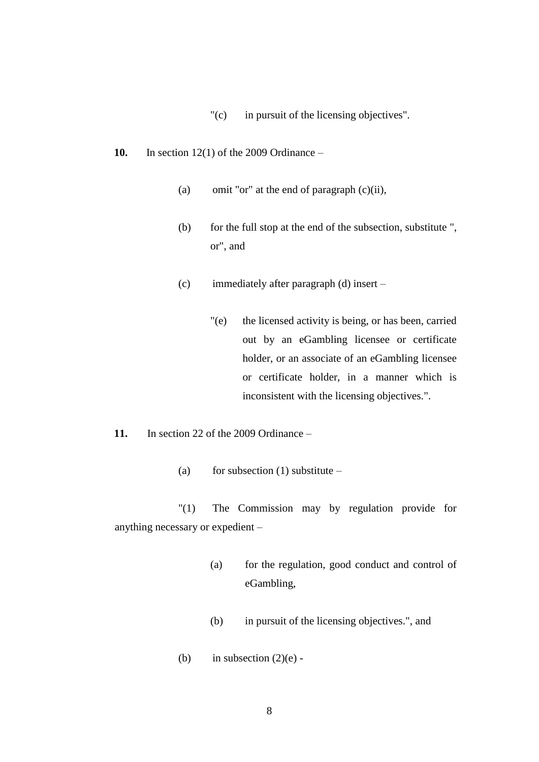"(c) in pursuit of the licensing objectives".

**10.** In section 12(1) of the 2009 Ordinance –

(a) omit "or" at the end of paragraph (c)(ii),

(b) for the full stop at the end of the subsection, substitute ", or", and

(c) immediately after paragraph (d) insert –

"(e) the licensed activity is being, or has been, carried out by an eGambling licensee or certificate holder, or an associate of an eGambling licensee or certificate holder, in a manner which is inconsistent with the licensing objectives.".

**11.** In section 22 of the 2009 Ordinance –

(a) for subsection (1) substitute –

"(1) The Commission may by regulation provide for anything necessary or expedient –

(a) for the regulation, good conduct and control of eGambling,

(b) in pursuit of the licensing objectives.", and

(b) in subsection (2)(e) -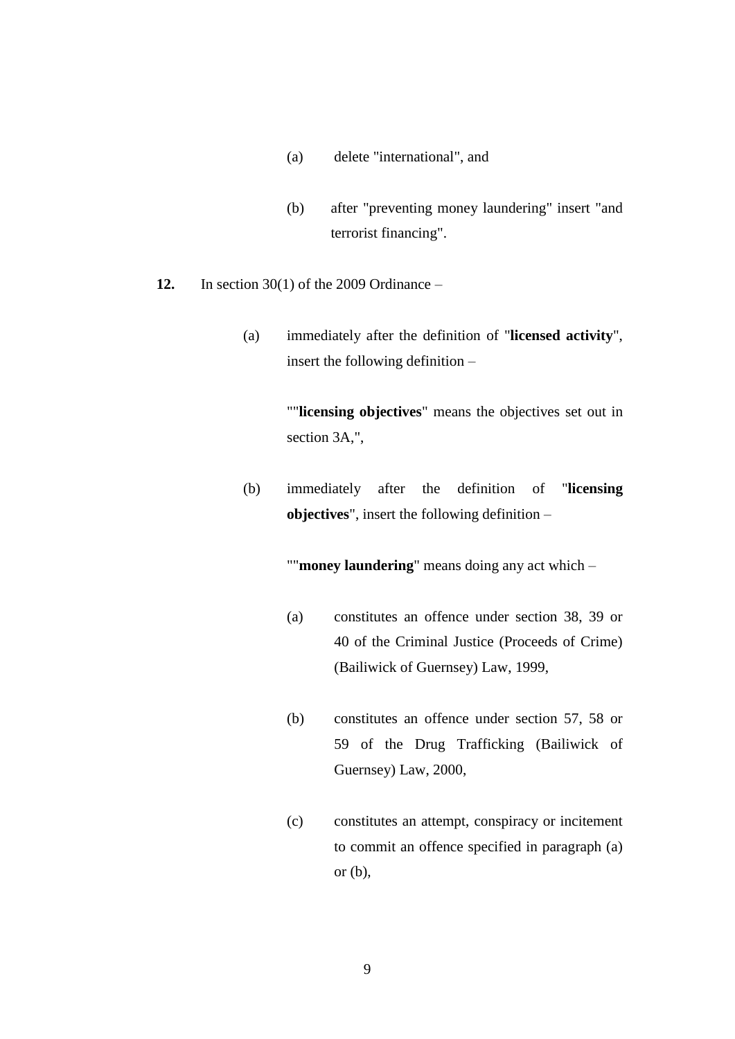(a) delete "international", and

(b) after "preventing money laundering" insert "and terrorist financing".

**12.** In section 30(1) of the 2009 Ordinance –

(a) immediately after the definition of "**licensed activity**", insert the following definition –

""**licensing objectives**" means the objectives set out in section 3A,",

(b) immediately after the definition of "**licensing objectives**", insert the following definition –

""**money laundering**" means doing any act which –

(a) constitutes an offence under section 38, 39 or 40 of the Criminal Justice (Proceeds of Crime) (Bailiwick of Guernsey) Law, 1999,

(b) constitutes an offence under section 57, 58 or 59 of the Drug Trafficking (Bailiwick of Guernsey) Law, 2000,

(c) constitutes an attempt, conspiracy or incitement to commit an offence specified in paragraph (a) or (b),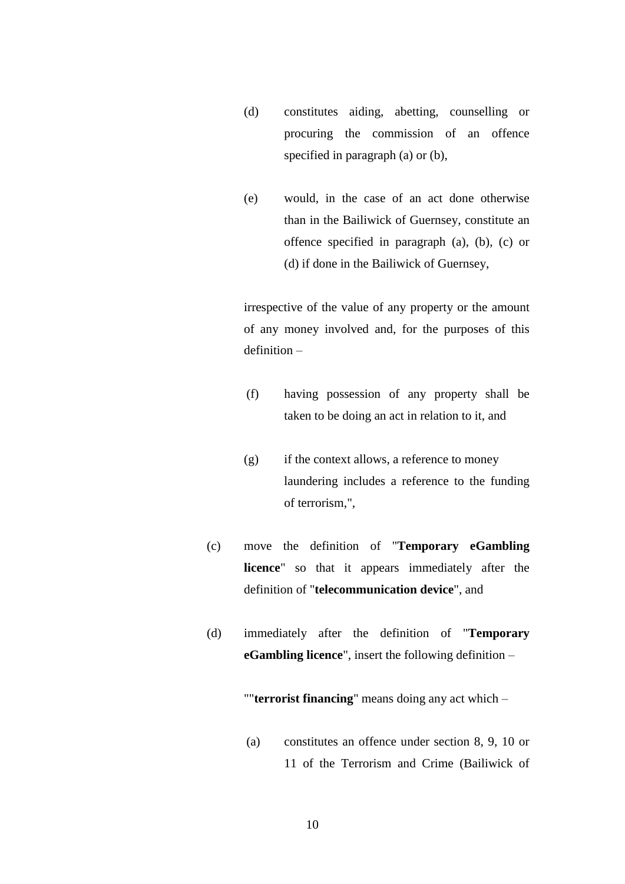(d) constitutes aiding, abetting, counselling or procuring the commission of an offence specified in paragraph (a) or (b),

(e) would, in the case of an act done otherwise than in the Bailiwick of Guernsey, constitute an offence specified in paragraph (a), (b), (c) or (d) if done in the Bailiwick of Guernsey,

irrespective of the value of any property or the amount of any money involved and, for the purposes of this definition –

(f) having possession of any property shall be taken to be doing an act in relation to it, and

(g) if the context allows, a reference to money laundering includes a reference to the funding of terrorism,",

(c) move the definition of "**Temporary eGambling licence**" so that it appears immediately after the definition of "**telecommunication device**", and

(d) immediately after the definition of "**Temporary eGambling licence**", insert the following definition –

""**terrorist financing**" means doing any act which –

(a) constitutes an offence under section 8, 9, 10 or 11 of the Terrorism and Crime (Bailiwick of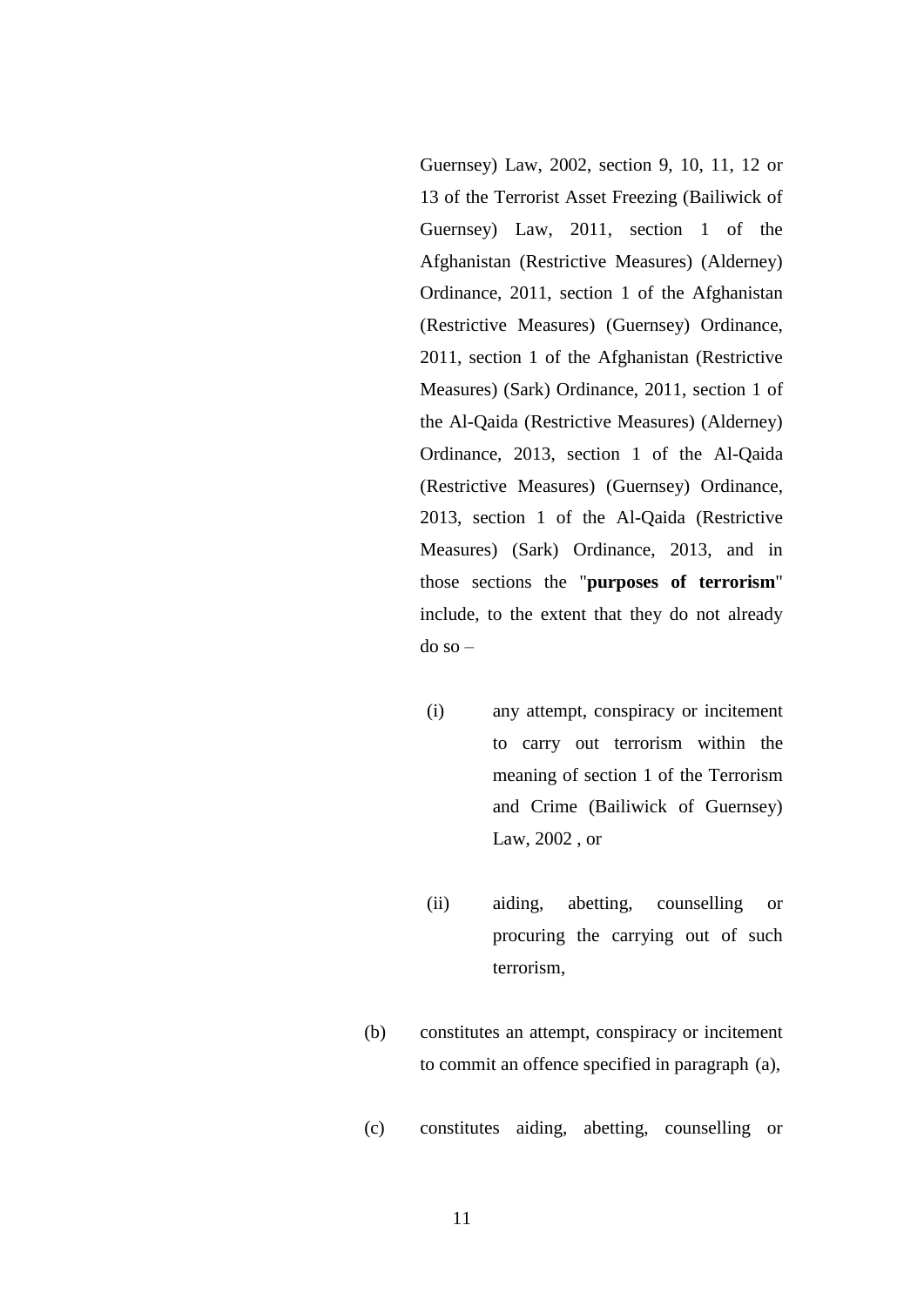Guernsey) Law, 2002, section 9, 10, 11, 12 or 13 of the Terrorist Asset Freezing (Bailiwick of Guernsey) Law, 2011, section 1 of the Afghanistan (Restrictive Measures) (Alderney) Ordinance, 2011, section 1 of the Afghanistan (Restrictive Measures) (Guernsey) Ordinance, 2011, section 1 of the Afghanistan (Restrictive Measures) (Sark) Ordinance, 2011, section 1 of the Al-Qaida (Restrictive Measures) (Alderney) Ordinance, 2013, section 1 of the Al-Qaida (Restrictive Measures) (Guernsey) Ordinance, 2013, section 1 of the Al-Qaida (Restrictive Measures) (Sark) Ordinance, 2013, and in those sections the "**purposes of terrorism**" include, to the extent that they do not already do so –

(i) any attempt, conspiracy or incitement to carry out terrorism within the meaning of section 1 of the Terrorism and Crime (Bailiwick of Guernsey) Law, 2002 , or

(ii) aiding, abetting, counselling or procuring the carrying out of such terrorism,

(b) constitutes an attempt, conspiracy or incitement to commit an offence specified in paragraph (a),

(c) constitutes aiding, abetting, counselling or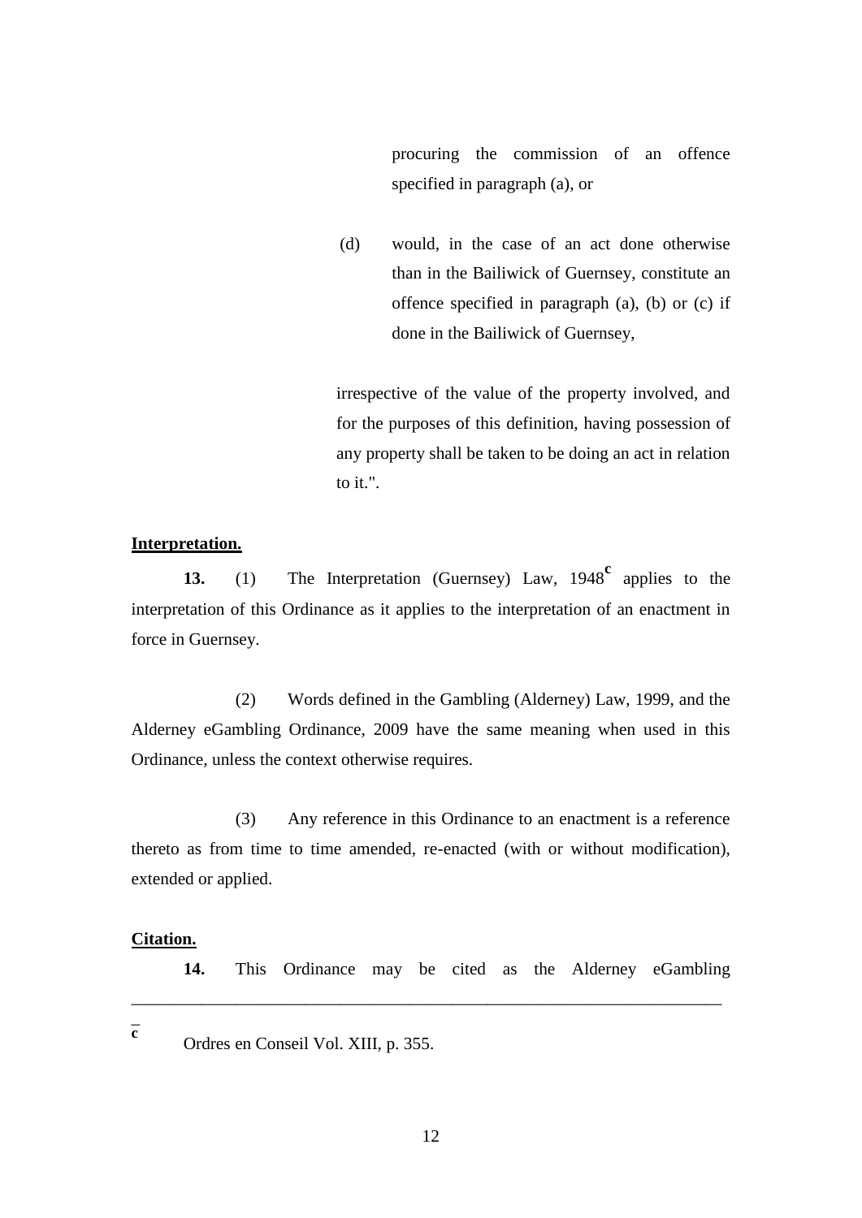procuring the commission of an offence specified in paragraph (a), or

(d) would, in the case of an act done otherwise than in the Bailiwick of Guernsey, constitute an offence specified in paragraph (a), (b) or (c) if done in the Bailiwick of Guernsey,

irrespective of the value of the property involved, and for the purposes of this definition, having possession of any property shall be taken to be doing an act in relation to it.".

**Interpretation.**

**13.** (1) The Interpretation (Guernsey) Law, 1948[c] applies to the interpretation of this Ordinance as it applies to the interpretation of an enactment in force in Guernsey.

(2) Words defined in the Gambling (Alderney) Law, 1999, and the Alderney eGambling Ordinance, 2009 have the same meaning when used in this Ordinance, unless the context otherwise requires.

(3) Any reference in this Ordinance to an enactment is a reference thereto as from time to time amended, re-enacted (with or without modification), extended or applied.

**Citation.**

**14.** This Ordinance may be cited as the Alderney eGambling

---

[c] Ordres en Conseil Vol. XIII, p. 355.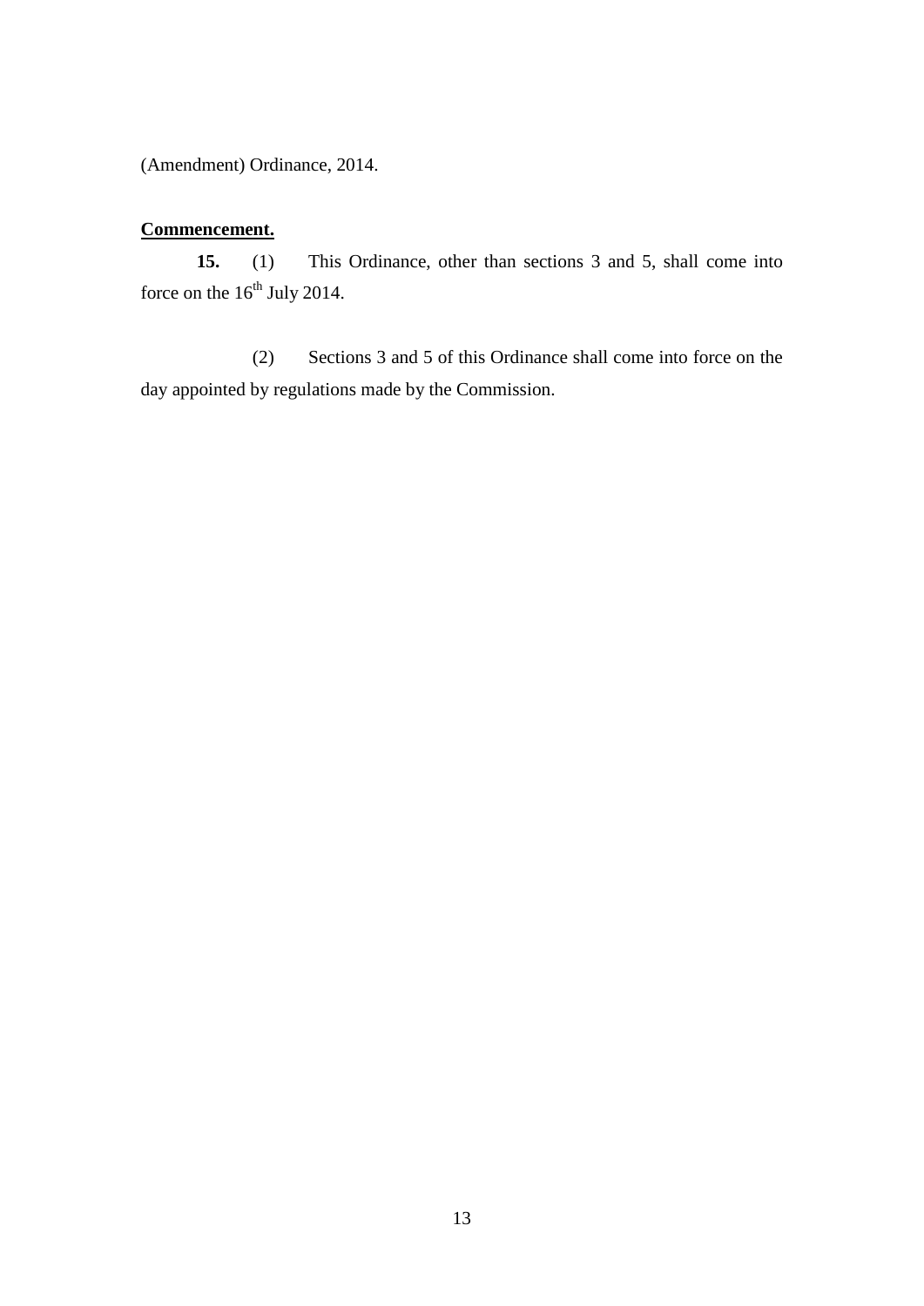(Amendment) Ordinance, 2014.

**Commencement.**

**15.** (1) This Ordinance, other than sections 3 and 5, shall come into force on the 16th July 2014.

(2) Sections 3 and 5 of this Ordinance shall come into force on the day appointed by regulations made by the Commission.